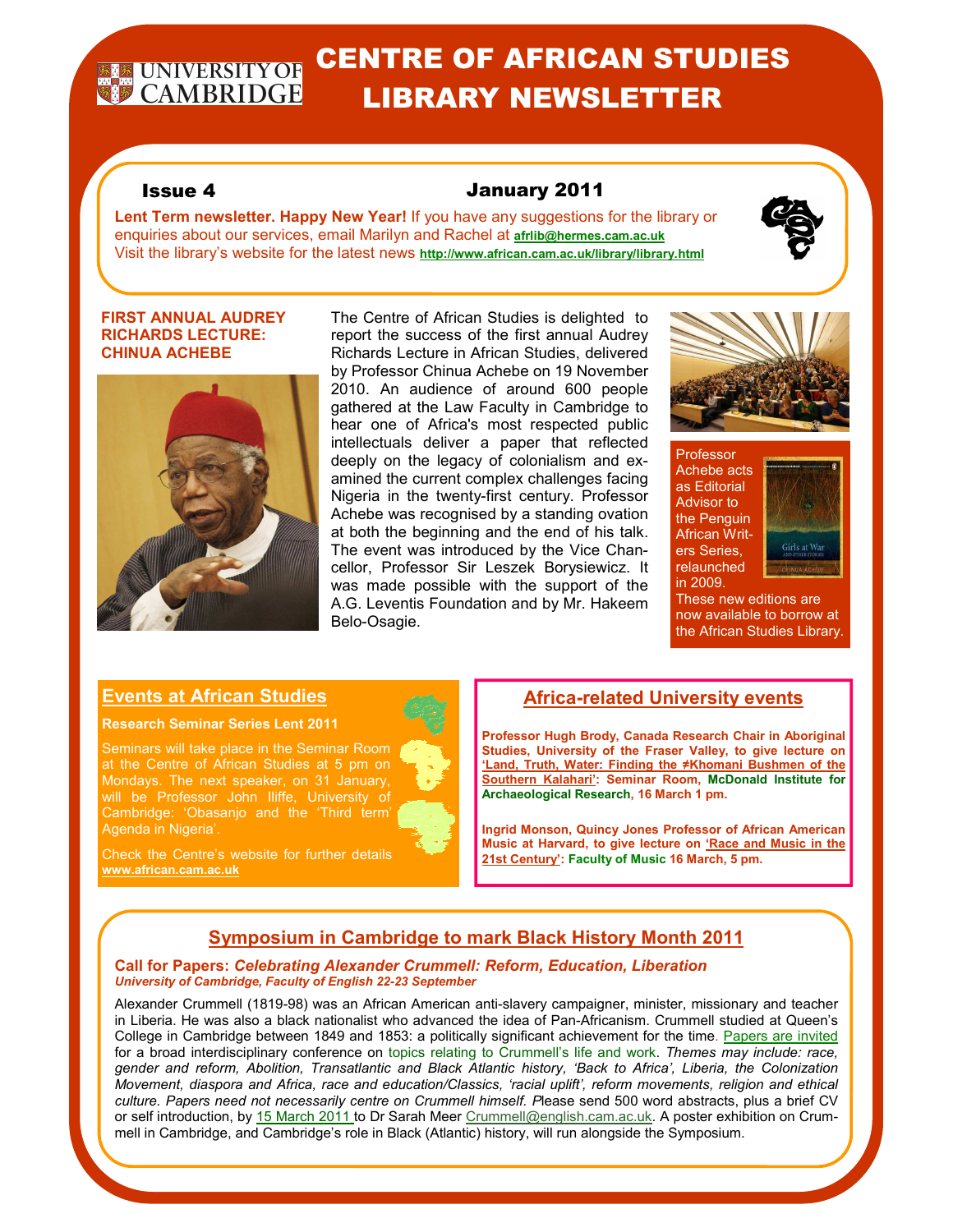# CENTRE OF AFRICAN STUDIES LIBRARY NEWSLETTER

UNIVERSITY OF CAMBRIDGE

**Issue 4** **January 2011**

**Lent Term newsletter. Happy New Year!** If you have any suggestions for the library or enquiries about our services, email Marilyn and Rachel at **afrlib@hermes.cam.ac.uk**
Visit the library's website for the latest news **http://www.african.cam.ac.uk/library/library.html**

## FIRST ANNUAL AUDREY RICHARDS LECTURE: CHINUA ACHEBE

The Centre of African Studies is delighted to report the success of the first annual Audrey Richards Lecture in African Studies, delivered by Professor Chinua Achebe on 19 November 2010. An audience of around 600 people gathered at the Law Faculty in Cambridge to hear one of Africa's most respected public intellectuals deliver a paper that reflected deeply on the legacy of colonialism and examined the current complex challenges facing Nigeria in the twenty-first century. Professor Achebe was recognised by a standing ovation at both the beginning and the end of his talk. The event was introduced by the Vice Chancellor, Professor Sir Leszek Borysiewicz. It was made possible with the support of the A.G. Leventis Foundation and by Mr. Hakeem Belo-Osagie.

Professor Achebe acts as Editorial Advisor to the Penguin African Writers Series, relaunched in 2009. These new editions are now available to borrow at the African Studies Library.

## Events at African Studies

**Research Seminar Series Lent 2011**

Seminars will take place in the Seminar Room at the Centre of African Studies at 5 pm on Mondays. The next speaker, on 31 January, will be Professor John Iliffe, University of Cambridge: 'Obasanjo and the 'Third term' Agenda in Nigeria'.

Check the Centre's website for further details **www.african.cam.ac.uk**

## Africa-related University events

**Professor Hugh Brody, Canada Research Chair in Aboriginal Studies, University of the Fraser Valley, to give lecture on 'Land, Truth, Water: Finding the ≠Khomani Bushmen of the Southern Kalahari': Seminar Room, McDonald Institute for Archaeological Research, 16 March 1 pm.**

**Ingrid Monson, Quincy Jones Professor of African American Music at Harvard, to give lecture on 'Race and Music in the 21st Century': Faculty of Music 16 March, 5 pm.**

## Symposium in Cambridge to mark Black History Month 2011

**Call for Papers: *Celebrating Alexander Crummell: Reform, Education, Liberation***
***University of Cambridge, Faculty of English 22-23 September***

Alexander Crummell (1819-98) was an African American anti-slavery campaigner, minister, missionary and teacher in Liberia. He was also a black nationalist who advanced the idea of Pan-Africanism. Crummell studied at Queen's College in Cambridge between 1849 and 1853: a politically significant achievement for the time. Papers are invited for a broad interdisciplinary conference on topics relating to Crummell's life and work. *Themes may include: race, gender and reform, Abolition, Transatlantic and Black Atlantic history, 'Back to Africa', Liberia, the Colonization Movement, diaspora and Africa, race and education/Classics, 'racial uplift', reform movements, religion and ethical culture. Papers need not necessarily centre on Crummell himself. P*lease send 500 word abstracts, plus a brief CV or self introduction, by 15 March 2011 to Dr Sarah Meer Crummell@english.cam.ac.uk. A poster exhibition on Crummell in Cambridge, and Cambridge's role in Black (Atlantic) history, will run alongside the Symposium.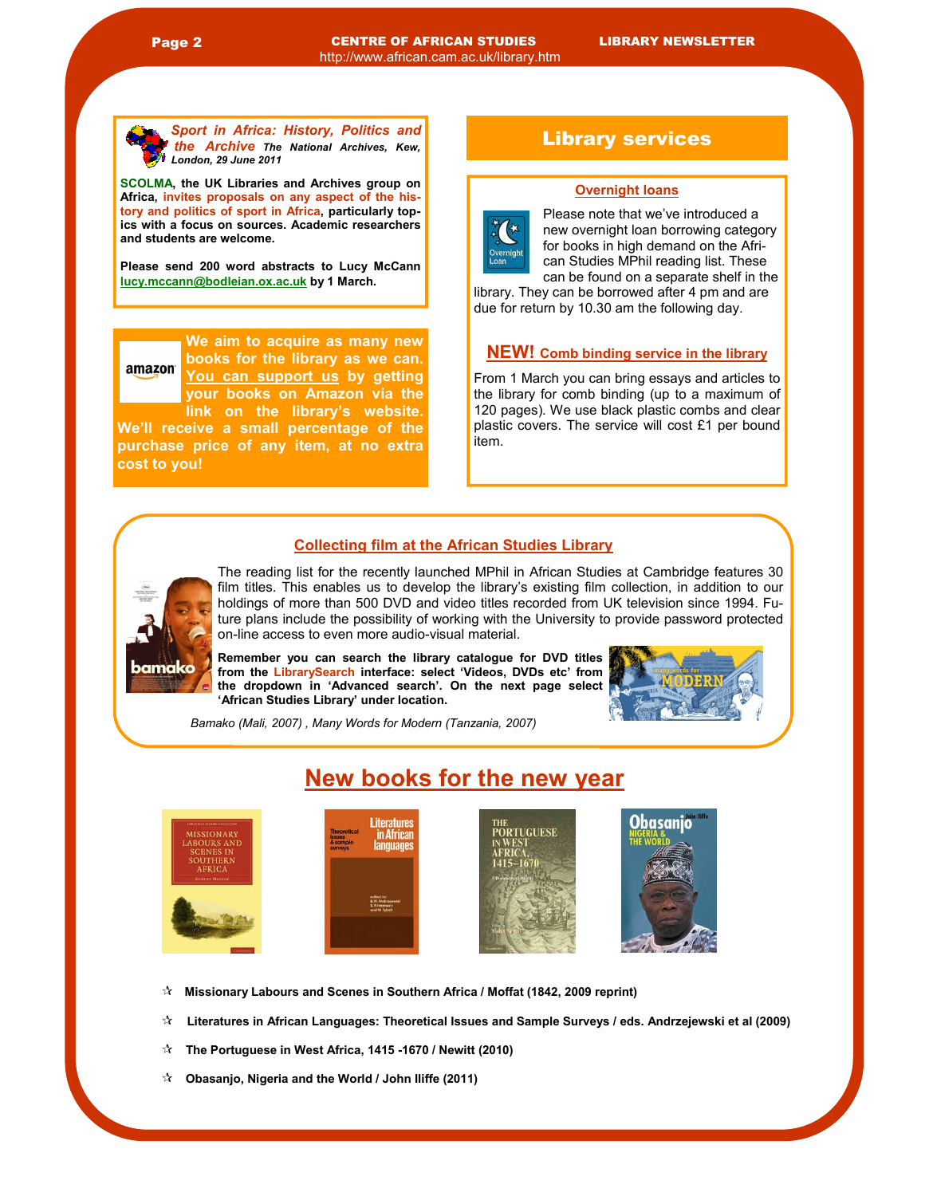### *Sport in Africa: History, Politics and the Archive* *The National Archives, Kew, London, 29 June 2011*

**SCOLMA, the UK Libraries and Archives group on Africa, invites proposals on any aspect of the history and politics of sport in Africa, particularly topics with a focus on sources. Academic researchers and students are welcome.**

**Please send 200 word abstracts to Lucy McCann lucy.mccann@bodleian.ox.ac.uk by 1 March.**

**We aim to acquire as many new books for the library as we can. You can support us by getting your books on Amazon via the link on the library's website. We'll receive a small percentage of the purchase price of any item, at no extra cost to you!**

## Library services

### Overnight loans

Please note that we've introduced a new overnight loan borrowing category for books in high demand on the African Studies MPhil reading list. These can be found on a separate shelf in the library. They can be borrowed after 4 pm and are due for return by 10.30 am the following day.

### NEW! Comb binding service in the library

From 1 March you can bring essays and articles to the library for comb binding (up to a maximum of 120 pages). We use black plastic combs and clear plastic covers. The service will cost £1 per bound item.

### Collecting film at the African Studies Library

The reading list for the recently launched MPhil in African Studies at Cambridge features 30 film titles. This enables us to develop the library's existing film collection, in addition to our holdings of more than 500 DVD and video titles recorded from UK television since 1994. Future plans include the possibility of working with the University to provide password protected on-line access to even more audio-visual material.

**Remember you can search the library catalogue for DVD titles from the LibrarySearch interface: select 'Videos, DVDs etc' from the dropdown in 'Advanced search'. On the next page select 'African Studies Library' under location.**

*Bamako (Mali, 2007) , Many Words for Modern (Tanzania, 2007)*

## New books for the new year

- **Missionary Labours and Scenes in Southern Africa / Moffat (1842, 2009 reprint)**
- **Literatures in African Languages: Theoretical Issues and Sample Surveys / eds. Andrzejewski et al (2009)**
- **The Portuguese in West Africa, 1415 -1670 / Newitt (2010)**
- **Obasanjo, Nigeria and the World / John Iliffe (2011)**